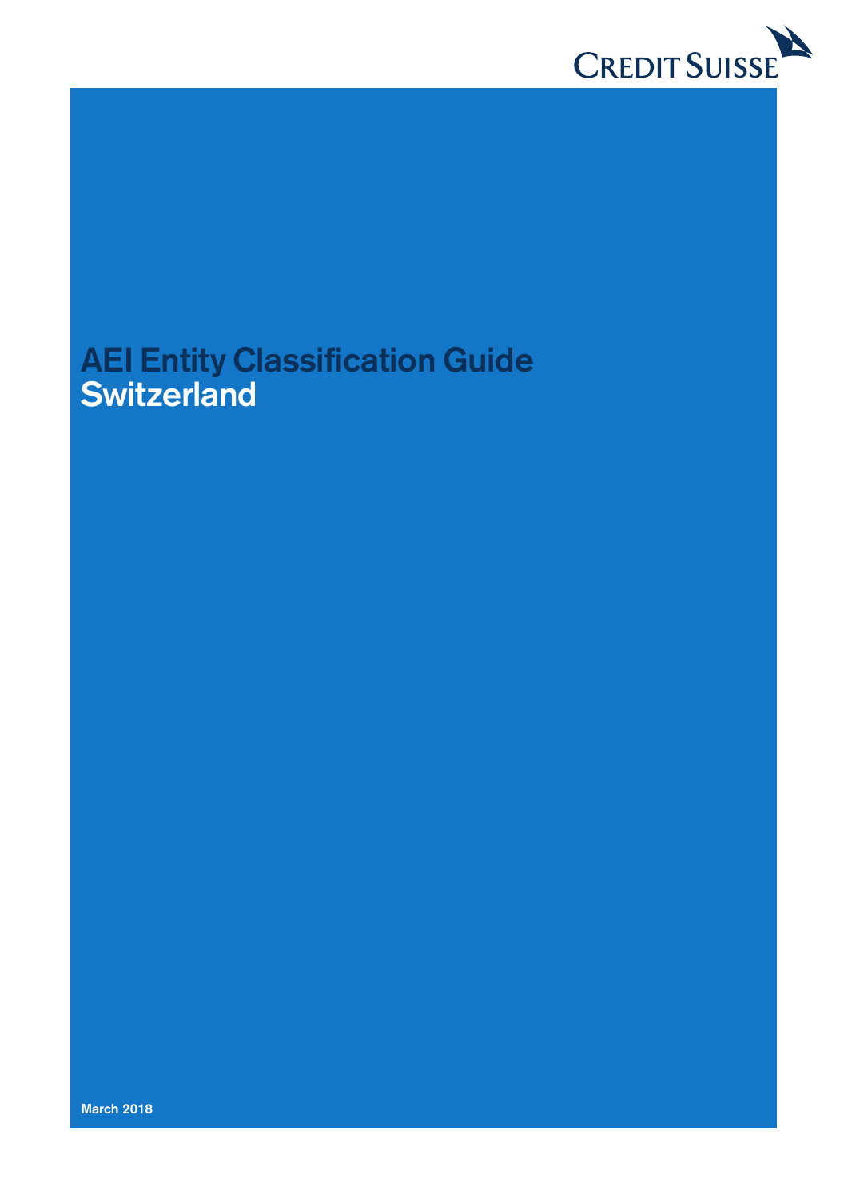# AEI Entity Classification Guide
## Switzerland

March 2018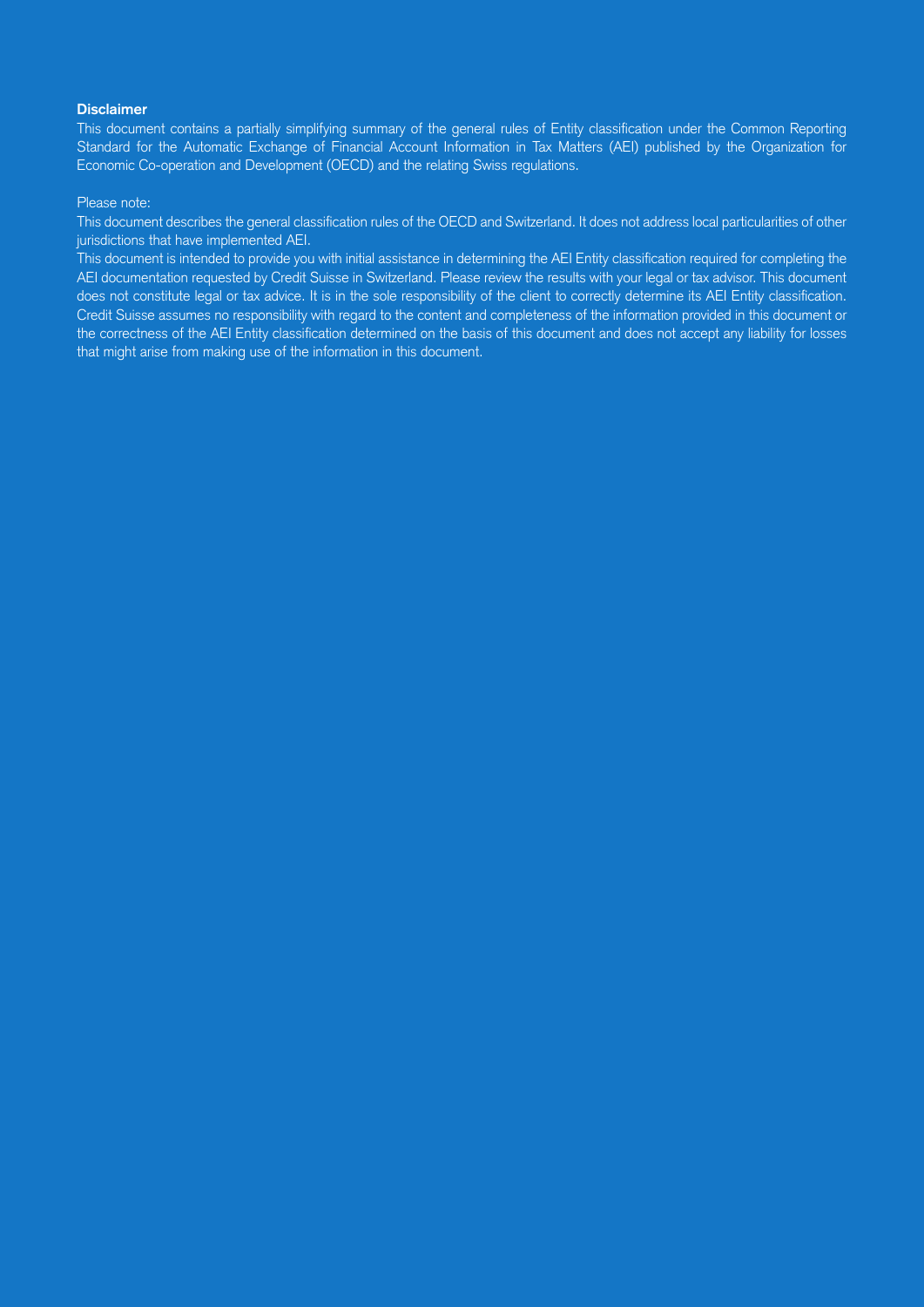**Disclaimer**

This document contains a partially simplifying summary of the general rules of Entity classification under the Common Reporting Standard for the Automatic Exchange of Financial Account Information in Tax Matters (AEI) published by the Organization for Economic Co-operation and Development (OECD) and the relating Swiss regulations.

Please note:

This document describes the general classification rules of the OECD and Switzerland. It does not address local particularities of other jurisdictions that have implemented AEI.

This document is intended to provide you with initial assistance in determining the AEI Entity classification required for completing the AEI documentation requested by Credit Suisse in Switzerland. Please review the results with your legal or tax advisor. This document does not constitute legal or tax advice. It is in the sole responsibility of the client to correctly determine its AEI Entity classification. Credit Suisse assumes no responsibility with regard to the content and completeness of the information provided in this document or the correctness of the AEI Entity classification determined on the basis of this document and does not accept any liability for losses that might arise from making use of the information in this document.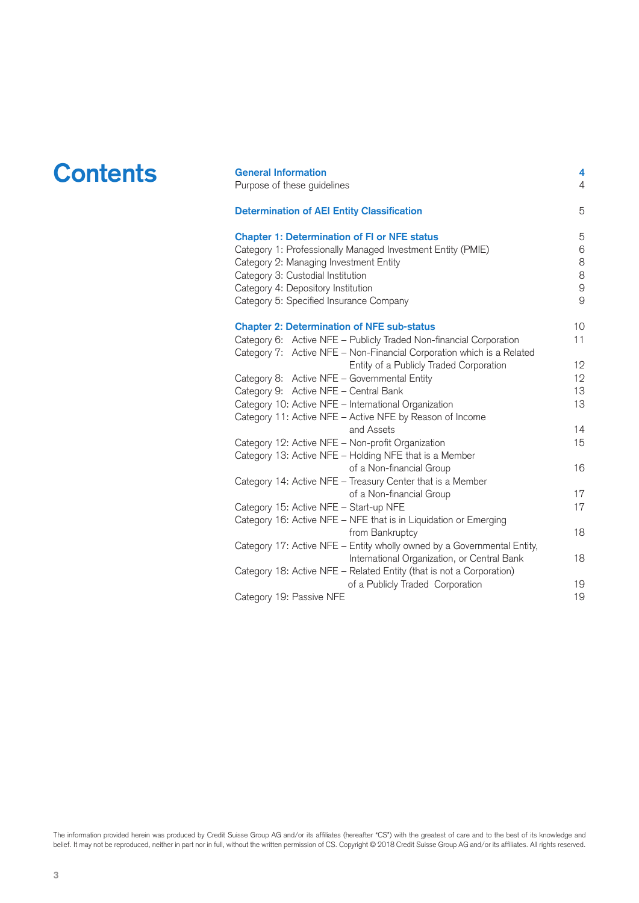# Contents

| | |
|---|---|
| **General Information** | **4** |
| Purpose of these guidelines | 4 |
| **Determination of AEI Entity Classification** | 5 |
| **Chapter 1: Determination of FI or NFE status** | 5 |
| Category 1: Professionally Managed Investment Entity (PMIE) | 6 |
| Category 2: Managing Investment Entity | 8 |
| Category 3: Custodial Institution | 8 |
| Category 4: Depository Institution | 9 |
| Category 5: Specified Insurance Company | 9 |
| **Chapter 2: Determination of NFE sub-status** | 10 |
| Category 6: Active NFE – Publicly Traded Non-financial Corporation | 11 |
| Category 7: Active NFE – Non-Financial Corporation which is a Related Entity of a Publicly Traded Corporation | 12 |
| Category 8: Active NFE – Governmental Entity | 12 |
| Category 9: Active NFE – Central Bank | 13 |
| Category 10: Active NFE – International Organization | 13 |
| Category 11: Active NFE – Active NFE by Reason of Income and Assets | 14 |
| Category 12: Active NFE – Non-profit Organization | 15 |
| Category 13: Active NFE – Holding NFE that is a Member of a Non-financial Group | 16 |
| Category 14: Active NFE – Treasury Center that is a Member of a Non-financial Group | 17 |
| Category 15: Active NFE – Start-up NFE | 17 |
| Category 16: Active NFE – NFE that is in Liquidation or Emerging from Bankruptcy | 18 |
| Category 17: Active NFE – Entity wholly owned by a Governmental Entity, International Organization, or Central Bank | 18 |
| Category 18: Active NFE – Related Entity (that is not a Corporation) of a Publicly Traded Corporation | 19 |
| Category 19: Passive NFE | 19 |

The information provided herein was produced by Credit Suisse Group AG and/or its affiliates (hereafter "CS") with the greatest of care and to the best of its knowledge and belief. It may not be reproduced, neither in part nor in full, without the written permission of CS. Copyright © 2018 Credit Suisse Group AG and/or its affiliates. All rights reserved.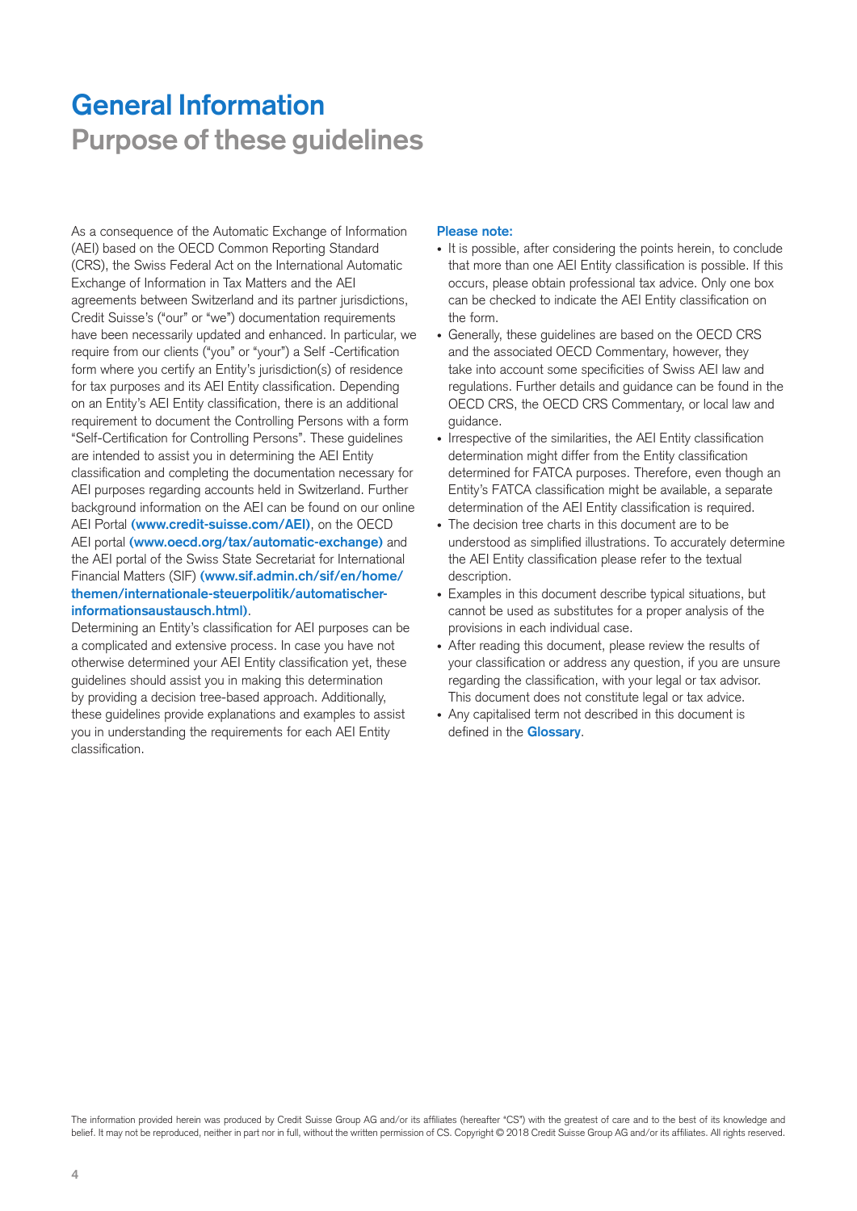# General Information

## Purpose of these guidelines

As a consequence of the Automatic Exchange of Information (AEI) based on the OECD Common Reporting Standard (CRS), the Swiss Federal Act on the International Automatic Exchange of Information in Tax Matters and the AEI agreements between Switzerland and its partner jurisdictions, Credit Suisse's ("our" or "we") documentation requirements have been necessarily updated and enhanced. In particular, we require from our clients ("you" or "your") a Self -Certification form where you certify an Entity's jurisdiction(s) of residence for tax purposes and its AEI Entity classification. Depending on an Entity's AEI Entity classification, there is an additional requirement to document the Controlling Persons with a form "Self-Certification for Controlling Persons". These guidelines are intended to assist you in determining the AEI Entity classification and completing the documentation necessary for AEI purposes regarding accounts held in Switzerland. Further background information on the AEI can be found on our online AEI Portal **(www.credit-suisse.com/AEI)**, on the OECD AEI portal **(www.oecd.org/tax/automatic-exchange)** and the AEI portal of the Swiss State Secretariat for International Financial Matters (SIF) **(www.sif.admin.ch/sif/en/home/themen/internationale-steuerpolitik/automatischer-informationsaustausch.html)**.

Determining an Entity's classification for AEI purposes can be a complicated and extensive process. In case you have not otherwise determined your AEI Entity classification yet, these guidelines should assist you in making this determination by providing a decision tree-based approach. Additionally, these guidelines provide explanations and examples to assist you in understanding the requirements for each AEI Entity classification.

**Please note:**

- It is possible, after considering the points herein, to conclude that more than one AEI Entity classification is possible. If this occurs, please obtain professional tax advice. Only one box can be checked to indicate the AEI Entity classification on the form.
- Generally, these guidelines are based on the OECD CRS and the associated OECD Commentary, however, they take into account some specificities of Swiss AEI law and regulations. Further details and guidance can be found in the OECD CRS, the OECD CRS Commentary, or local law and guidance.
- Irrespective of the similarities, the AEI Entity classification determination might differ from the Entity classification determined for FATCA purposes. Therefore, even though an Entity's FATCA classification might be available, a separate determination of the AEI Entity classification is required.
- The decision tree charts in this document are to be understood as simplified illustrations. To accurately determine the AEI Entity classification please refer to the textual description.
- Examples in this document describe typical situations, but cannot be used as substitutes for a proper analysis of the provisions in each individual case.
- After reading this document, please review the results of your classification or address any question, if you are unsure regarding the classification, with your legal or tax advisor. This document does not constitute legal or tax advice.
- Any capitalised term not described in this document is defined in the **Glossary**.

The information provided herein was produced by Credit Suisse Group AG and/or its affiliates (hereafter "CS") with the greatest of care and to the best of its knowledge and belief. It may not be reproduced, neither in part nor in full, without the written permission of CS. Copyright © 2018 Credit Suisse Group AG and/or its affiliates. All rights reserved.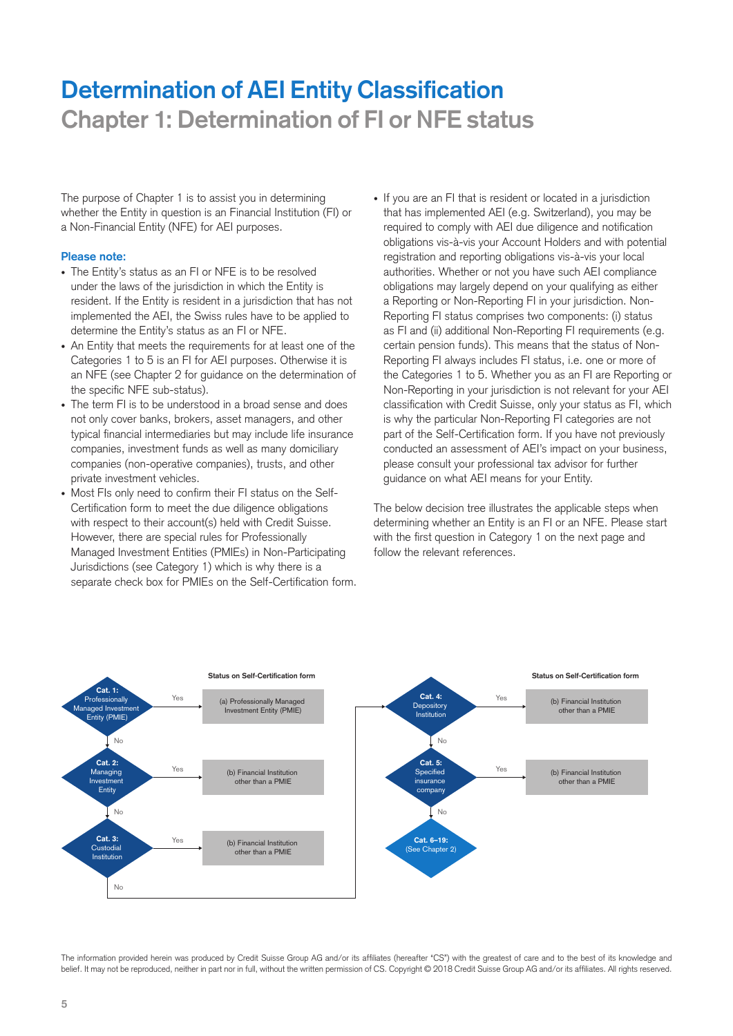# Determination of AEI Entity Classification

## Chapter 1: Determination of FI or NFE status

The purpose of Chapter 1 is to assist you in determining whether the Entity in question is an Financial Institution (FI) or a Non-Financial Entity (NFE) for AEI purposes.

**Please note:**

- The Entity's status as an FI or NFE is to be resolved under the laws of the jurisdiction in which the Entity is resident. If the Entity is resident in a jurisdiction that has not implemented the AEI, the Swiss rules have to be applied to determine the Entity's status as an FI or NFE.
- An Entity that meets the requirements for at least one of the Categories 1 to 5 is an FI for AEI purposes. Otherwise it is an NFE (see Chapter 2 for guidance on the determination of the specific NFE sub-status).
- The term FI is to be understood in a broad sense and does not only cover banks, brokers, asset managers, and other typical financial intermediaries but may include life insurance companies, investment funds as well as many domiciliary companies (non-operative companies), trusts, and other private investment vehicles.
- Most FIs only need to confirm their FI status on the Self-Certification form to meet the due diligence obligations with respect to their account(s) held with Credit Suisse. However, there are special rules for Professionally Managed Investment Entities (PMIEs) in Non-Participating Jurisdictions (see Category 1) which is why there is a separate check box for PMIEs on the Self-Certification form.
- If you are an FI that is resident or located in a jurisdiction that has implemented AEI (e.g. Switzerland), you may be required to comply with AEI due diligence and notification obligations vis-à-vis your Account Holders and with potential registration and reporting obligations vis-à-vis your local authorities. Whether or not you have such AEI compliance obligations may largely depend on your qualifying as either a Reporting or Non-Reporting FI in your jurisdiction. Non-Reporting FI status comprises two components: (i) status as FI and (ii) additional Non-Reporting FI requirements (e.g. certain pension funds). This means that the status of Non-Reporting FI always includes FI status, i.e. one or more of the Categories 1 to 5. Whether you as an FI are Reporting or Non-Reporting in your jurisdiction is not relevant for your AEI classification with Credit Suisse, only your status as FI, which is why the particular Non-Reporting FI categories are not part of the Self-Certification form. If you have not previously conducted an assessment of AEI's impact on your business, please consult your professional tax advisor for further guidance on what AEI means for your Entity.

The below decision tree illustrates the applicable steps when determining whether an Entity is an FI or an NFE. Please start with the first question in Category 1 on the next page and follow the relevant references.

| Decision | Yes → Status on Self-Certification form | No → |
|---|---|---|
| Cat. 1: Professionally Managed Investment Entity (PMIE) | (a) Professionally Managed Investment Entity (PMIE) | Cat. 2 |
| Cat. 2: Managing Investment Entity | (b) Financial Institution other than a PMIE | Cat. 3 |
| Cat. 3: Custodial Institution | (b) Financial Institution other than a PMIE | Cat. 4 |
| Cat. 4: Depository Institution | (b) Financial Institution other than a PMIE | Cat. 5 |
| Cat. 5: Specified insurance company | (b) Financial Institution other than a PMIE | Cat. 6–19 (See Chapter 2) |

The information provided herein was produced by Credit Suisse Group AG and/or its affiliates (hereafter "CS") with the greatest of care and to the best of its knowledge and belief. It may not be reproduced, neither in part nor in full, without the written permission of CS. Copyright © 2018 Credit Suisse Group AG and/or its affiliates. All rights reserved.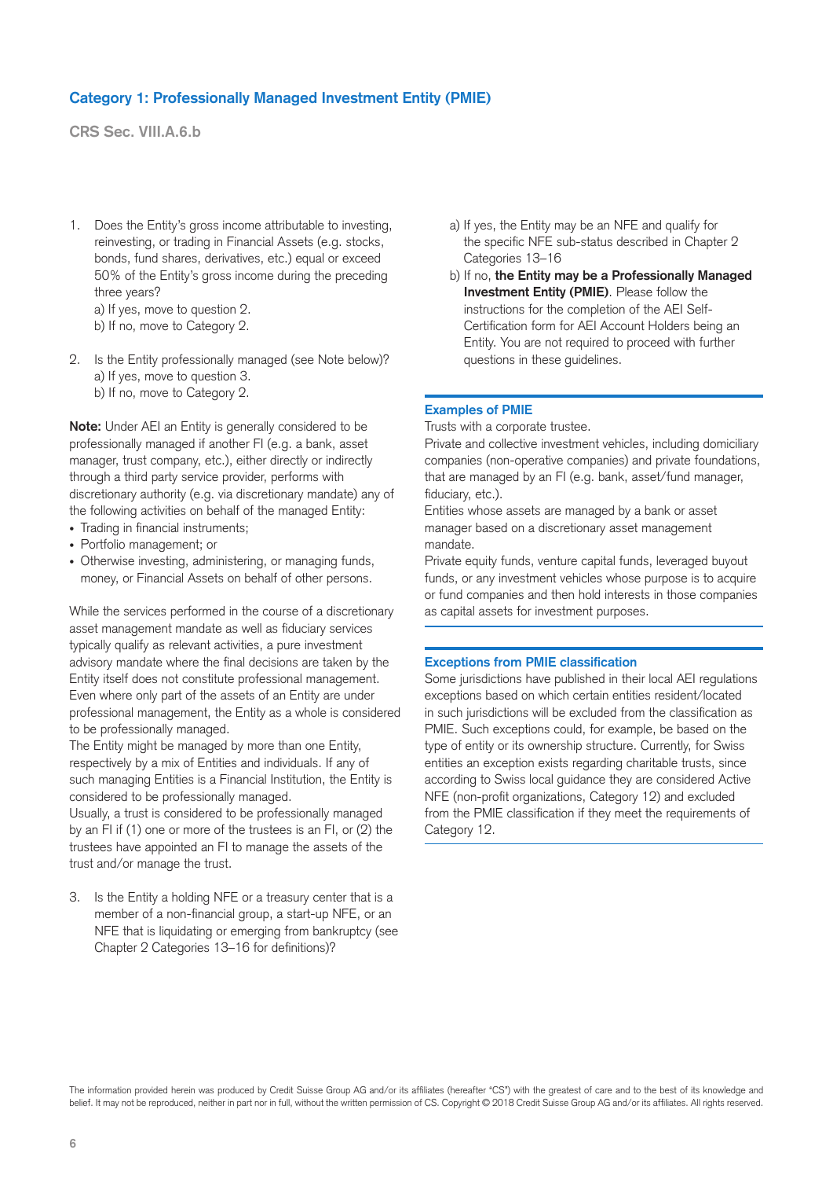## Category 1: Professionally Managed Investment Entity (PMIE)

**CRS Sec. VIII.A.6.b**

1. Does the Entity's gross income attributable to investing, reinvesting, or trading in Financial Assets (e.g. stocks, bonds, fund shares, derivatives, etc.) equal or exceed 50% of the Entity's gross income during the preceding three years?
   a) If yes, move to question 2.
   b) If no, move to Category 2.

2. Is the Entity professionally managed (see Note below)?
   a) If yes, move to question 3.
   b) If no, move to Category 2.

**Note:** Under AEI an Entity is generally considered to be professionally managed if another FI (e.g. a bank, asset manager, trust company, etc.), either directly or indirectly through a third party service provider, performs with discretionary authority (e.g. via discretionary mandate) any of the following activities on behalf of the managed Entity:

- Trading in financial instruments;
- Portfolio management; or
- Otherwise investing, administering, or managing funds, money, or Financial Assets on behalf of other persons.

While the services performed in the course of a discretionary asset management mandate as well as fiduciary services typically qualify as relevant activities, a pure investment advisory mandate where the final decisions are taken by the Entity itself does not constitute professional management. Even where only part of the assets of an Entity are under professional management, the Entity as a whole is considered to be professionally managed.
The Entity might be managed by more than one Entity, respectively by a mix of Entities and individuals. If any of such managing Entities is a Financial Institution, the Entity is considered to be professionally managed.
Usually, a trust is considered to be professionally managed by an FI if (1) one or more of the trustees is an FI, or (2) the trustees have appointed an FI to manage the assets of the trust and/or manage the trust.

3. Is the Entity a holding NFE or a treasury center that is a member of a non-financial group, a start-up NFE, or an NFE that is liquidating or emerging from bankruptcy (see Chapter 2 Categories 13–16 for definitions)?
   a) If yes, the Entity may be an NFE and qualify for the specific NFE sub-status described in Chapter 2 Categories 13–16
   b) If no, **the Entity may be a Professionally Managed Investment Entity (PMIE)**. Please follow the instructions for the completion of the AEI Self-Certification form for AEI Account Holders being an Entity. You are not required to proceed with further questions in these guidelines.

### Examples of PMIE

Trusts with a corporate trustee.
Private and collective investment vehicles, including domiciliary companies (non-operative companies) and private foundations, that are managed by an FI (e.g. bank, asset/fund manager, fiduciary, etc.).
Entities whose assets are managed by a bank or asset manager based on a discretionary asset management mandate.
Private equity funds, venture capital funds, leveraged buyout funds, or any investment vehicles whose purpose is to acquire or fund companies and then hold interests in those companies as capital assets for investment purposes.

### Exceptions from PMIE classification

Some jurisdictions have published in their local AEI regulations exceptions based on which certain entities resident/located in such jurisdictions will be excluded from the classification as PMIE. Such exceptions could, for example, be based on the type of entity or its ownership structure. Currently, for Swiss entities an exception exists regarding charitable trusts, since according to Swiss local guidance they are considered Active NFE (non-profit organizations, Category 12) and excluded from the PMIE classification if they meet the requirements of Category 12.

The information provided herein was produced by Credit Suisse Group AG and/or its affiliates (hereafter "CS") with the greatest of care and to the best of its knowledge and belief. It may not be reproduced, neither in part nor in full, without the written permission of CS. Copyright © 2018 Credit Suisse Group AG and/or its affiliates. All rights reserved.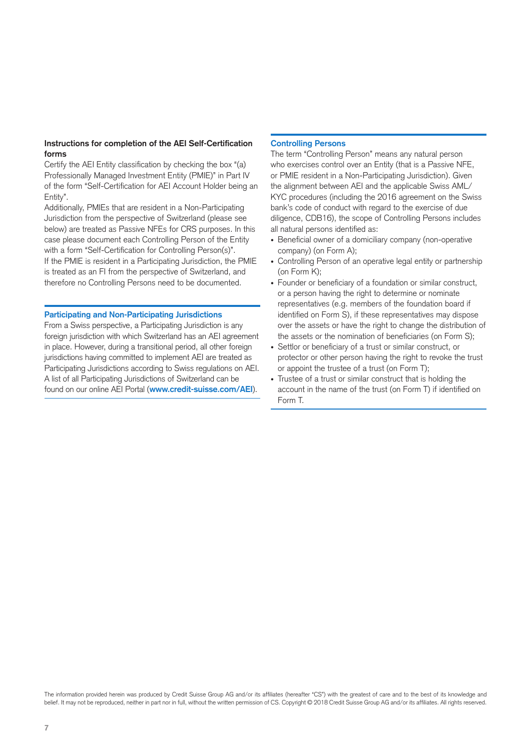### Instructions for completion of the AEI Self-Certification forms

Certify the AEI Entity classification by checking the box "(a) Professionally Managed Investment Entity (PMIE)" in Part IV of the form "Self-Certification for AEI Account Holder being an Entity".

Additionally, PMIEs that are resident in a Non-Participating Jurisdiction from the perspective of Switzerland (please see below) are treated as Passive NFEs for CRS purposes. In this case please document each Controlling Person of the Entity with a form "Self-Certification for Controlling Person(s)".

If the PMIE is resident in a Participating Jurisdiction, the PMIE is treated as an FI from the perspective of Switzerland, and therefore no Controlling Persons need to be documented.

### Participating and Non-Participating Jurisdictions

From a Swiss perspective, a Participating Jurisdiction is any foreign jurisdiction with which Switzerland has an AEI agreement in place. However, during a transitional period, all other foreign jurisdictions having committed to implement AEI are treated as Participating Jurisdictions according to Swiss regulations on AEI. A list of all Participating Jurisdictions of Switzerland can be found on our online AEI Portal (**www.credit-suisse.com/AEI**).

### Controlling Persons

The term "Controlling Person" means any natural person who exercises control over an Entity (that is a Passive NFE, or PMIE resident in a Non-Participating Jurisdiction). Given the alignment between AEI and the applicable Swiss AML/KYC procedures (including the 2016 agreement on the Swiss bank's code of conduct with regard to the exercise of due diligence, CDB16), the scope of Controlling Persons includes all natural persons identified as:

- Beneficial owner of a domiciliary company (non-operative company) (on Form A);
- Controlling Person of an operative legal entity or partnership (on Form K);
- Founder or beneficiary of a foundation or similar construct, or a person having the right to determine or nominate representatives (e.g. members of the foundation board if identified on Form S), if these representatives may dispose over the assets or have the right to change the distribution of the assets or the nomination of beneficiaries (on Form S);
- Settlor or beneficiary of a trust or similar construct, or protector or other person having the right to revoke the trust or appoint the trustee of a trust (on Form T);
- Trustee of a trust or similar construct that is holding the account in the name of the trust (on Form T) if identified on Form T.

The information provided herein was produced by Credit Suisse Group AG and/or its affiliates (hereafter "CS") with the greatest of care and to the best of its knowledge and belief. It may not be reproduced, neither in part nor in full, without the written permission of CS. Copyright © 2018 Credit Suisse Group AG and/or its affiliates. All rights reserved.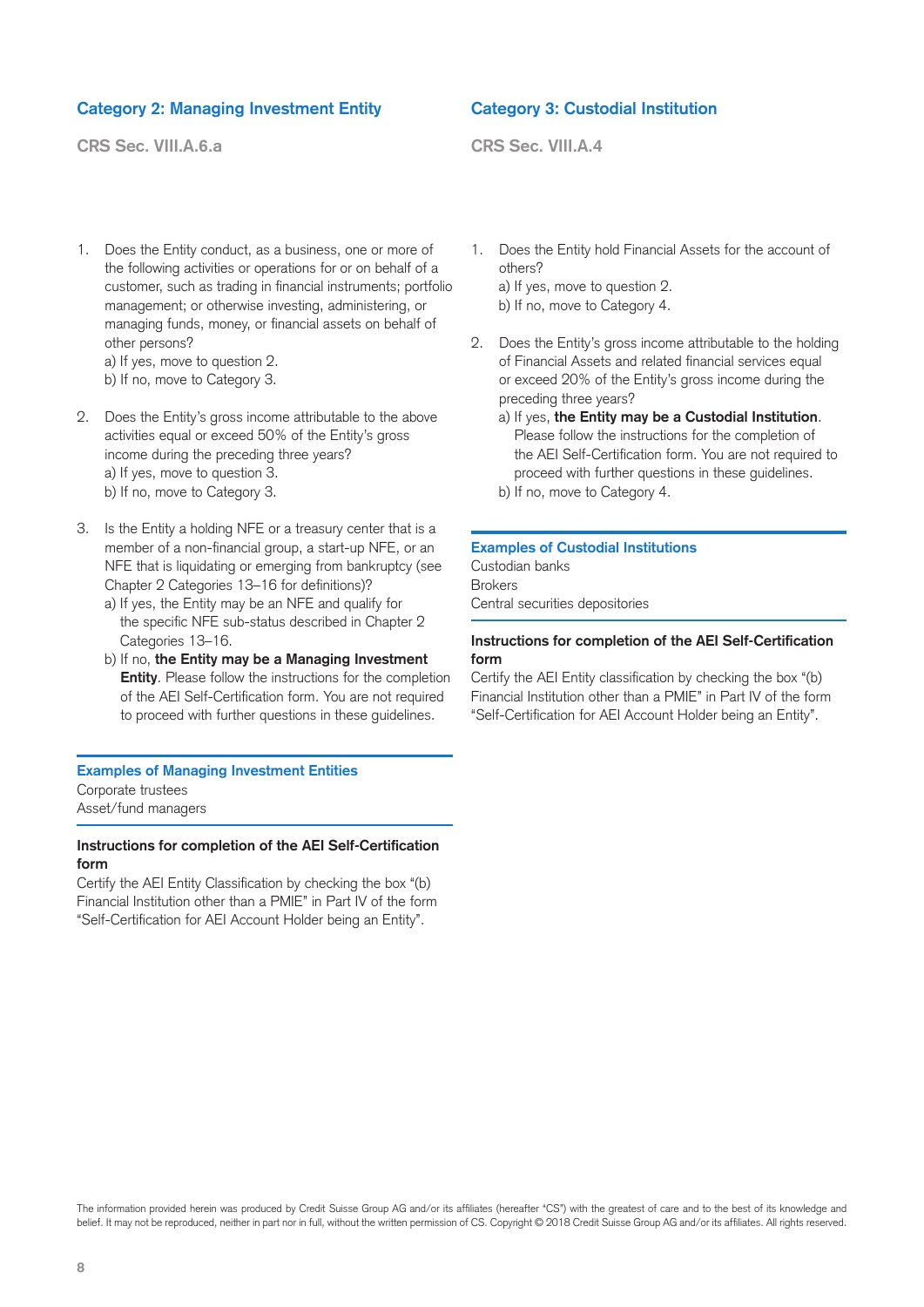## Category 2: Managing Investment Entity

**CRS Sec. VIII.A.6.a**

1. Does the Entity conduct, as a business, one or more of the following activities or operations for or on behalf of a customer, such as trading in financial instruments; portfolio management; or otherwise investing, administering, or managing funds, money, or financial assets on behalf of other persons?
   a) If yes, move to question 2.
   b) If no, move to Category 3.

2. Does the Entity's gross income attributable to the above activities equal or exceed 50% of the Entity's gross income during the preceding three years?
   a) If yes, move to question 3.
   b) If no, move to Category 3.

3. Is the Entity a holding NFE or a treasury center that is a member of a non-financial group, a start-up NFE, or an NFE that is liquidating or emerging from bankruptcy (see Chapter 2 Categories 13–16 for definitions)?
   a) If yes, the Entity may be an NFE and qualify for the specific NFE sub-status described in Chapter 2 Categories 13–16.
   b) If no, **the Entity may be a Managing Investment Entity**. Please follow the instructions for the completion of the AEI Self-Certification form. You are not required to proceed with further questions in these guidelines.

### Examples of Managing Investment Entities

Corporate trustees
Asset/fund managers

**Instructions for completion of the AEI Self-Certification form**

Certify the AEI Entity Classification by checking the box "(b) Financial Institution other than a PMIE" in Part IV of the form "Self-Certification for AEI Account Holder being an Entity".

## Category 3: Custodial Institution

**CRS Sec. VIII.A.4**

1. Does the Entity hold Financial Assets for the account of others?
   a) If yes, move to question 2.
   b) If no, move to Category 4.

2. Does the Entity's gross income attributable to the holding of Financial Assets and related financial services equal or exceed 20% of the Entity's gross income during the preceding three years?
   a) If yes, **the Entity may be a Custodial Institution**. Please follow the instructions for the completion of the AEI Self-Certification form. You are not required to proceed with further questions in these guidelines.
   b) If no, move to Category 4.

### Examples of Custodial Institutions

Custodian banks
Brokers
Central securities depositories

**Instructions for completion of the AEI Self-Certification form**

Certify the AEI Entity classification by checking the box "(b) Financial Institution other than a PMIE" in Part IV of the form "Self-Certification for AEI Account Holder being an Entity".

The information provided herein was produced by Credit Suisse Group AG and/or its affiliates (hereafter "CS") with the greatest of care and to the best of its knowledge and belief. It may not be reproduced, neither in part nor in full, without the written permission of CS. Copyright © 2018 Credit Suisse Group AG and/or its affiliates. All rights reserved.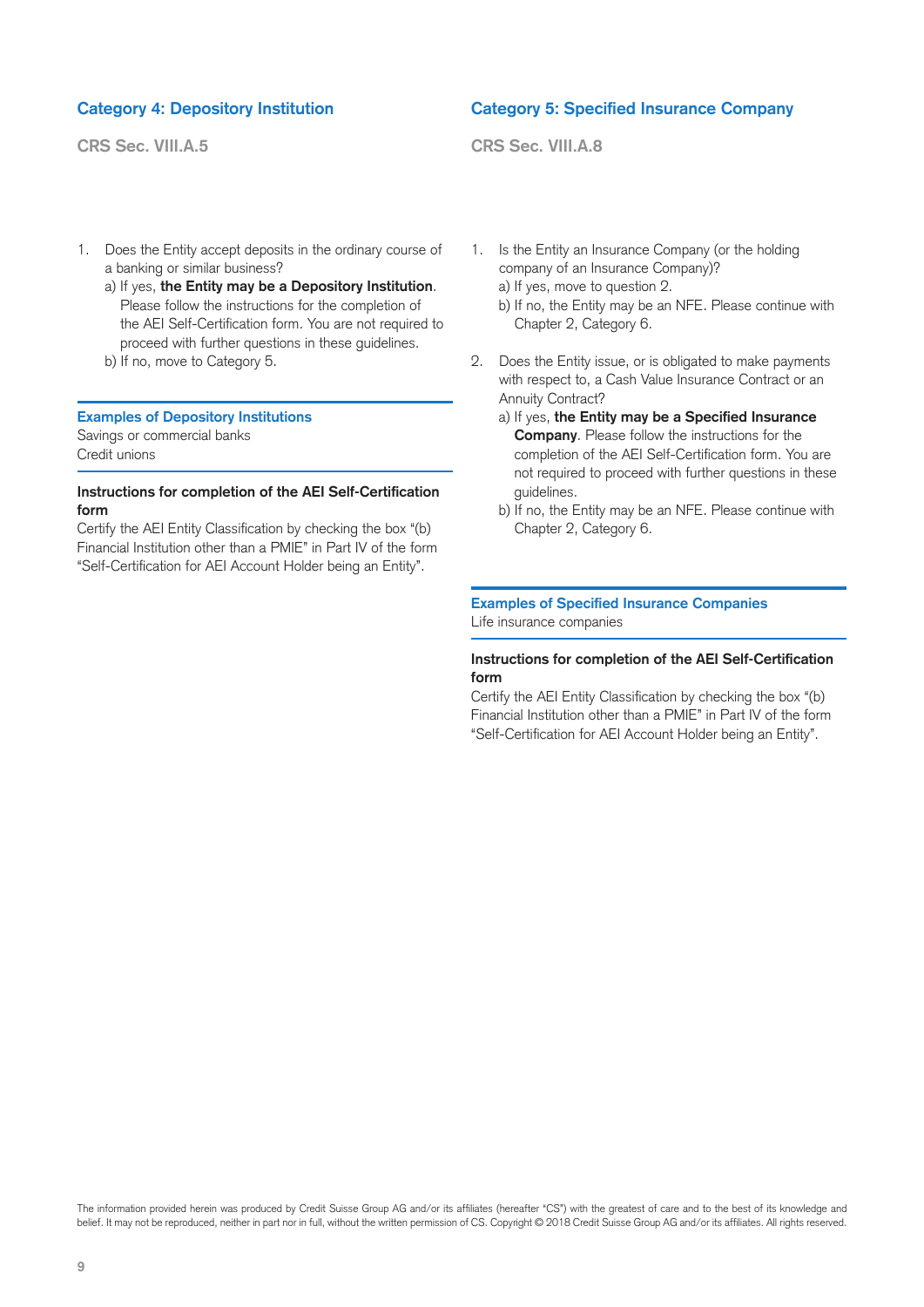## Category 4: Depository Institution

### CRS Sec. VIII.A.5

1. Does the Entity accept deposits in the ordinary course of a banking or similar business?
   a) If yes, **the Entity may be a Depository Institution**. Please follow the instructions for the completion of the AEI Self-Certification form. You are not required to proceed with further questions in these guidelines.
   b) If no, move to Category 5.

**Examples of Depository Institutions**

Savings or commercial banks
Credit unions

**Instructions for completion of the AEI Self-Certification form**

Certify the AEI Entity Classification by checking the box "(b) Financial Institution other than a PMIE" in Part IV of the form "Self-Certification for AEI Account Holder being an Entity".

## Category 5: Specified Insurance Company

### CRS Sec. VIII.A.8

1. Is the Entity an Insurance Company (or the holding company of an Insurance Company)?
   a) If yes, move to question 2.
   b) If no, the Entity may be an NFE. Please continue with Chapter 2, Category 6.

2. Does the Entity issue, or is obligated to make payments with respect to, a Cash Value Insurance Contract or an Annuity Contract?
   a) If yes, **the Entity may be a Specified Insurance Company**. Please follow the instructions for the completion of the AEI Self-Certification form. You are not required to proceed with further questions in these guidelines.
   b) If no, the Entity may be an NFE. Please continue with Chapter 2, Category 6.

**Examples of Specified Insurance Companies**

Life insurance companies

**Instructions for completion of the AEI Self-Certification form**

Certify the AEI Entity Classification by checking the box "(b) Financial Institution other than a PMIE" in Part IV of the form "Self-Certification for AEI Account Holder being an Entity".

The information provided herein was produced by Credit Suisse Group AG and/or its affiliates (hereafter "CS") with the greatest of care and to the best of its knowledge and belief. It may not be reproduced, neither in part nor in full, without the written permission of CS. Copyright © 2018 Credit Suisse Group AG and/or its affiliates. All rights reserved.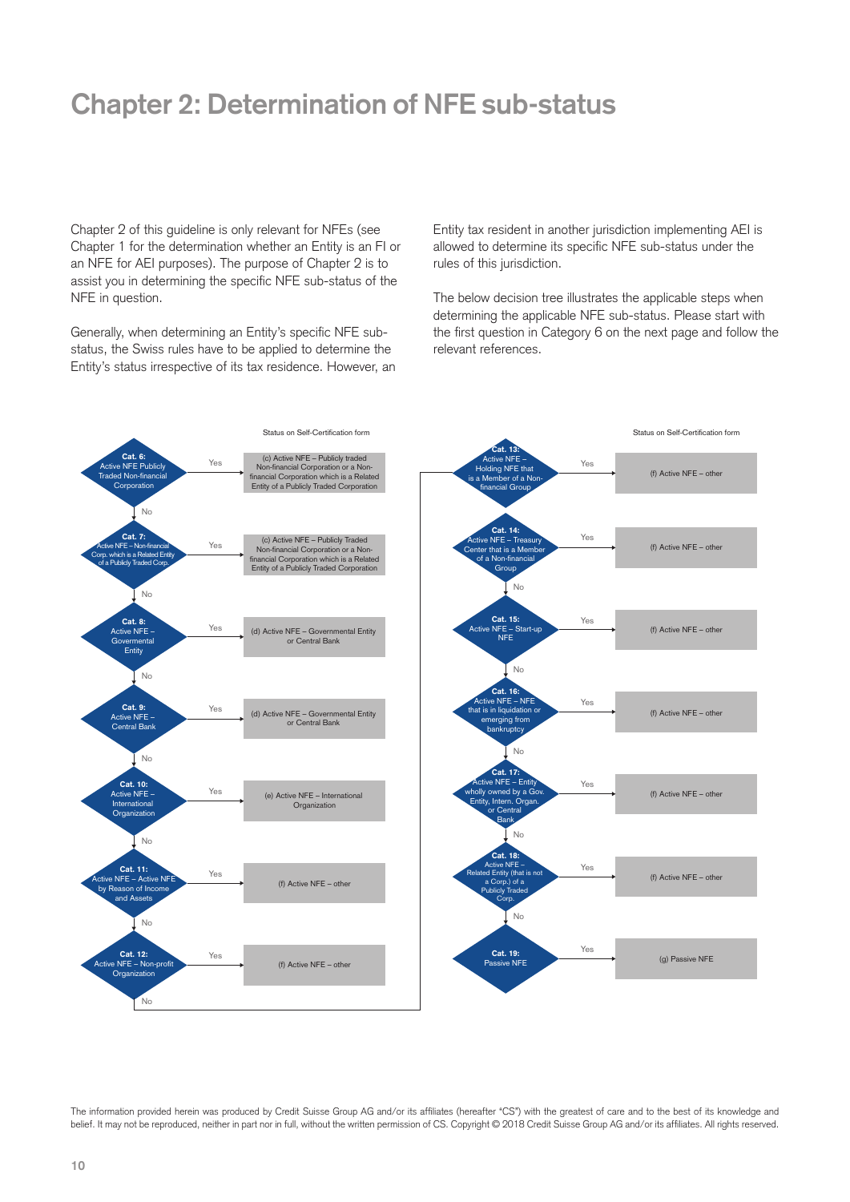# Chapter 2: Determination of NFE sub-status

Chapter 2 of this guideline is only relevant for NFEs (see Chapter 1 for the determination whether an Entity is an FI or an NFE for AEI purposes). The purpose of Chapter 2 is to assist you in determining the specific NFE sub-status of the NFE in question.

Generally, when determining an Entity's specific NFE sub-status, the Swiss rules have to be applied to determine the Entity's status irrespective of its tax residence. However, an Entity tax resident in another jurisdiction implementing AEI is allowed to determine its specific NFE sub-status under the rules of this jurisdiction.

The below decision tree illustrates the applicable steps when determining the applicable NFE sub-status. Please start with the first question in Category 6 on the next page and follow the relevant references.

| Category | If Yes – Status on Self-Certification form | If No |
|---|---|---|
| Cat. 6: Active NFE Publicly Traded Non-financial Corporation | (c) Active NFE – Publicly traded Non-financial Corporation or a Non-financial Corporation which is a Related Entity of a Publicly Traded Corporation | Cat. 7 |
| Cat. 7: Active NFE – Non-financial Corp. which is a Related Entity of a Publicly Traded Corp. | (c) Active NFE – Publicly Traded Non-financial Corporation or a Non-financial Corporation which is a Related Entity of a Publicly Traded Corporation | Cat. 8 |
| Cat. 8: Active NFE – Govermental Entity | (d) Active NFE – Governmental Entity or Central Bank | Cat. 9 |
| Cat. 9: Active NFE – Central Bank | (d) Active NFE – Governmental Entity or Central Bank | Cat. 10 |
| Cat. 10: Active NFE – International Organization | (e) Active NFE – International Organization | Cat. 11 |
| Cat. 11: Active NFE – Active NFE by Reason of Income and Assets | (f) Active NFE – other | Cat. 12 |
| Cat. 12: Active NFE – Non-profit Organization | (f) Active NFE – other | Cat. 13 |
| Cat. 13: Active NFE – Holding NFE that is a Member of a Non-financial Group | (f) Active NFE – other | Cat. 14 |
| Cat. 14: Active NFE – Treasury Center that is a Member of a Non-financial Group | (f) Active NFE – other | Cat. 15 |
| Cat. 15: Active NFE – Start-up NFE | (f) Active NFE – other | Cat. 16 |
| Cat. 16: Active NFE – NFE that is in liquidation or emerging from bankruptcy | (f) Active NFE – other | Cat. 17 |
| Cat. 17: Active NFE – Entity wholly owned by a Gov. Entity, Intern. Organ. or Central Bank | (f) Active NFE – other | Cat. 18 |
| Cat. 18: Active NFE – Related Entity (that is not a Corp.) of a Publicly Traded Corp. | (f) Active NFE – other | Cat. 19 |
| Cat. 19: Passive NFE | (g) Passive NFE | |

The information provided herein was produced by Credit Suisse Group AG and/or its affiliates (hereafter "CS") with the greatest of care and to the best of its knowledge and belief. It may not be reproduced, neither in part nor in full, without the written permission of CS. Copyright © 2018 Credit Suisse Group AG and/or its affiliates. All rights reserved.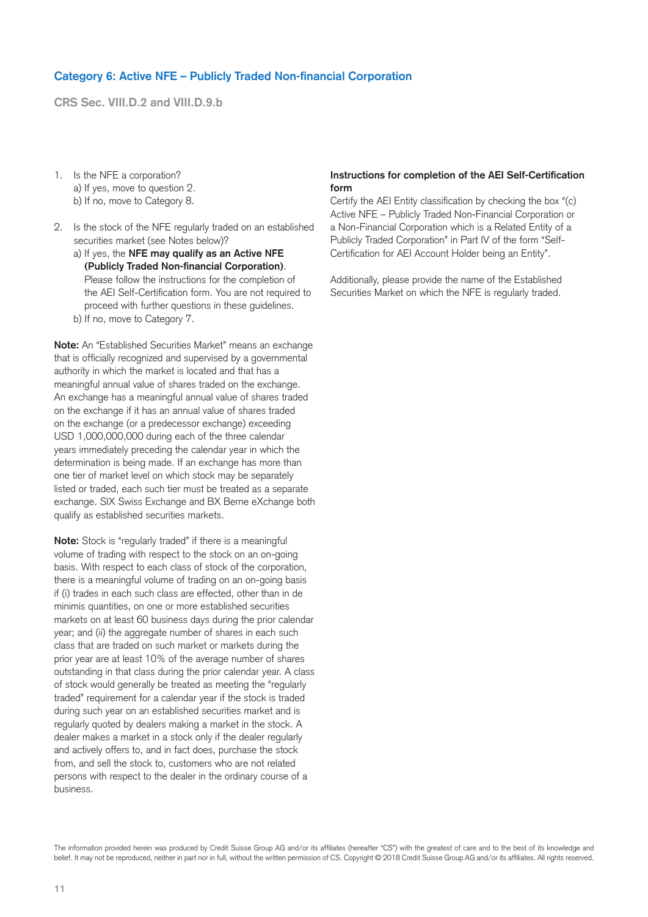## Category 6: Active NFE – Publicly Traded Non-financial Corporation

**CRS Sec. VIII.D.2 and VIII.D.9.b**

1. Is the NFE a corporation?
   a) If yes, move to question 2.
   b) If no, move to Category 8.

2. Is the stock of the NFE regularly traded on an established securities market (see Notes below)?
   a) If yes, the **NFE may qualify as an Active NFE (Publicly Traded Non-financial Corporation)**. Please follow the instructions for the completion of the AEI Self-Certification form. You are not required to proceed with further questions in these guidelines.
   b) If no, move to Category 7.

**Note:** An "Established Securities Market" means an exchange that is officially recognized and supervised by a governmental authority in which the market is located and that has a meaningful annual value of shares traded on the exchange. An exchange has a meaningful annual value of shares traded on the exchange if it has an annual value of shares traded on the exchange (or a predecessor exchange) exceeding USD 1,000,000,000 during each of the three calendar years immediately preceding the calendar year in which the determination is being made. If an exchange has more than one tier of market level on which stock may be separately listed or traded, each such tier must be treated as a separate exchange. SIX Swiss Exchange and BX Berne eXchange both qualify as established securities markets.

**Note:** Stock is "regularly traded" if there is a meaningful volume of trading with respect to the stock on an on-going basis. With respect to each class of stock of the corporation, there is a meaningful volume of trading on an on-going basis if (i) trades in each such class are effected, other than in de minimis quantities, on one or more established securities markets on at least 60 business days during the prior calendar year; and (ii) the aggregate number of shares in each such class that are traded on such market or markets during the prior year are at least 10% of the average number of shares outstanding in that class during the prior calendar year. A class of stock would generally be treated as meeting the "regularly traded" requirement for a calendar year if the stock is traded during such year on an established securities market and is regularly quoted by dealers making a market in the stock. A dealer makes a market in a stock only if the dealer regularly and actively offers to, and in fact does, purchase the stock from, and sell the stock to, customers who are not related persons with respect to the dealer in the ordinary course of a business.

**Instructions for completion of the AEI Self-Certification form**

Certify the AEI Entity classification by checking the box "(c) Active NFE – Publicly Traded Non-Financial Corporation or a Non-Financial Corporation which is a Related Entity of a Publicly Traded Corporation" in Part IV of the form "Self-Certification for AEI Account Holder being an Entity".

Additionally, please provide the name of the Established Securities Market on which the NFE is regularly traded.

The information provided herein was produced by Credit Suisse Group AG and/or its affiliates (hereafter "CS") with the greatest of care and to the best of its knowledge and belief. It may not be reproduced, neither in part nor in full, without the written permission of CS. Copyright © 2018 Credit Suisse Group AG and/or its affiliates. All rights reserved.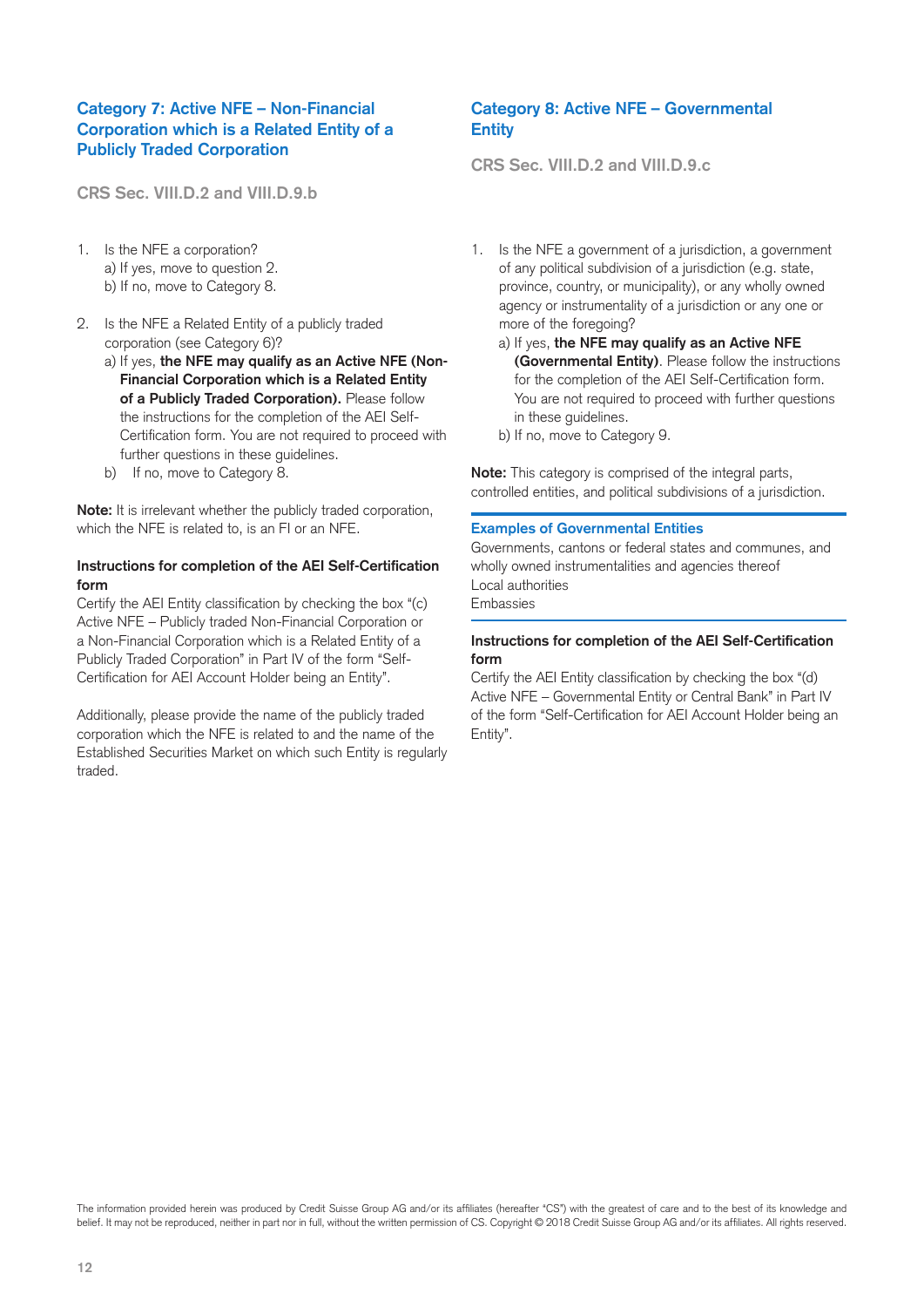## Category 7: Active NFE – Non-Financial Corporation which is a Related Entity of a Publicly Traded Corporation

**CRS Sec. VIII.D.2 and VIII.D.9.b**

1. Is the NFE a corporation?
   a) If yes, move to question 2.
   b) If no, move to Category 8.

2. Is the NFE a Related Entity of a publicly traded corporation (see Category 6)?
   a) If yes, **the NFE may qualify as an Active NFE (Non-Financial Corporation which is a Related Entity of a Publicly Traded Corporation).** Please follow the instructions for the completion of the AEI Self-Certification form. You are not required to proceed with further questions in these guidelines.
   b) If no, move to Category 8.

**Note:** It is irrelevant whether the publicly traded corporation, which the NFE is related to, is an FI or an NFE.

**Instructions for completion of the AEI Self-Certification form**

Certify the AEI Entity classification by checking the box "(c) Active NFE – Publicly traded Non-Financial Corporation or a Non-Financial Corporation which is a Related Entity of a Publicly Traded Corporation" in Part IV of the form "Self-Certification for AEI Account Holder being an Entity".

Additionally, please provide the name of the publicly traded corporation which the NFE is related to and the name of the Established Securities Market on which such Entity is regularly traded.

## Category 8: Active NFE – Governmental Entity

**CRS Sec. VIII.D.2 and VIII.D.9.c**

1. Is the NFE a government of a jurisdiction, a government of any political subdivision of a jurisdiction (e.g. state, province, country, or municipality), or any wholly owned agency or instrumentality of a jurisdiction or any one or more of the foregoing?
   a) If yes, **the NFE may qualify as an Active NFE (Governmental Entity)**. Please follow the instructions for the completion of the AEI Self-Certification form. You are not required to proceed with further questions in these guidelines.
   b) If no, move to Category 9.

**Note:** This category is comprised of the integral parts, controlled entities, and political subdivisions of a jurisdiction.

### Examples of Governmental Entities

Governments, cantons or federal states and communes, and wholly owned instrumentalities and agencies thereof
Local authorities
Embassies

**Instructions for completion of the AEI Self-Certification form**

Certify the AEI Entity classification by checking the box "(d) Active NFE – Governmental Entity or Central Bank" in Part IV of the form "Self-Certification for AEI Account Holder being an Entity".

The information provided herein was produced by Credit Suisse Group AG and/or its affiliates (hereafter "CS") with the greatest of care and to the best of its knowledge and belief. It may not be reproduced, neither in part nor in full, without the written permission of CS. Copyright © 2018 Credit Suisse Group AG and/or its affiliates. All rights reserved.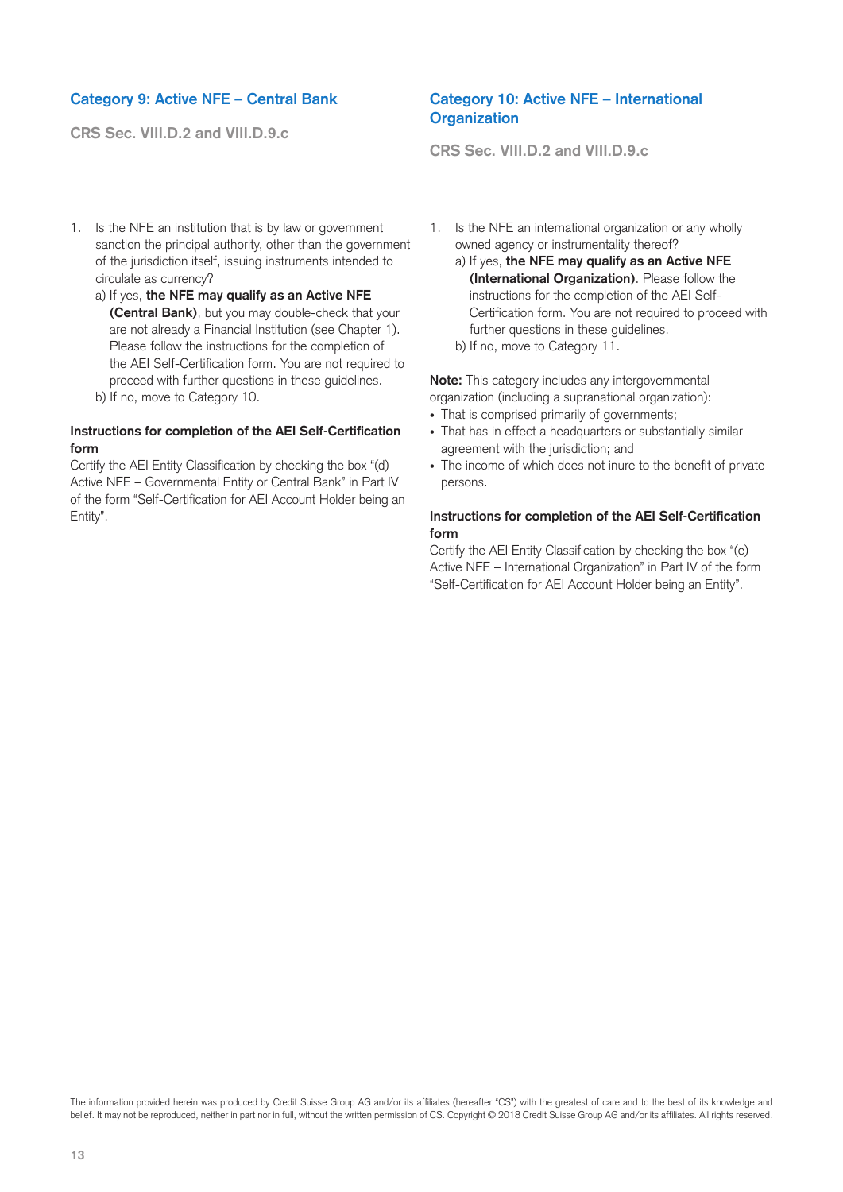## Category 9: Active NFE – Central Bank

**CRS Sec. VIII.D.2 and VIII.D.9.c**

1. Is the NFE an institution that is by law or government sanction the principal authority, other than the government of the jurisdiction itself, issuing instruments intended to circulate as currency?
   a) If yes, **the NFE may qualify as an Active NFE (Central Bank)**, but you may double-check that your are not already a Financial Institution (see Chapter 1). Please follow the instructions for the completion of the AEI Self-Certification form. You are not required to proceed with further questions in these guidelines.
   b) If no, move to Category 10.

**Instructions for completion of the AEI Self-Certification form**

Certify the AEI Entity Classification by checking the box "(d) Active NFE – Governmental Entity or Central Bank" in Part IV of the form "Self-Certification for AEI Account Holder being an Entity".

## Category 10: Active NFE – International Organization

**CRS Sec. VIII.D.2 and VIII.D.9.c**

1. Is the NFE an international organization or any wholly owned agency or instrumentality thereof?
   a) If yes, **the NFE may qualify as an Active NFE (International Organization)**. Please follow the instructions for the completion of the AEI Self-Certification form. You are not required to proceed with further questions in these guidelines.
   b) If no, move to Category 11.

**Note:** This category includes any intergovernmental organization (including a supranational organization):

- That is comprised primarily of governments;
- That has in effect a headquarters or substantially similar agreement with the jurisdiction; and
- The income of which does not inure to the benefit of private persons.

**Instructions for completion of the AEI Self-Certification form**

Certify the AEI Entity Classification by checking the box "(e) Active NFE – International Organization" in Part IV of the form "Self-Certification for AEI Account Holder being an Entity".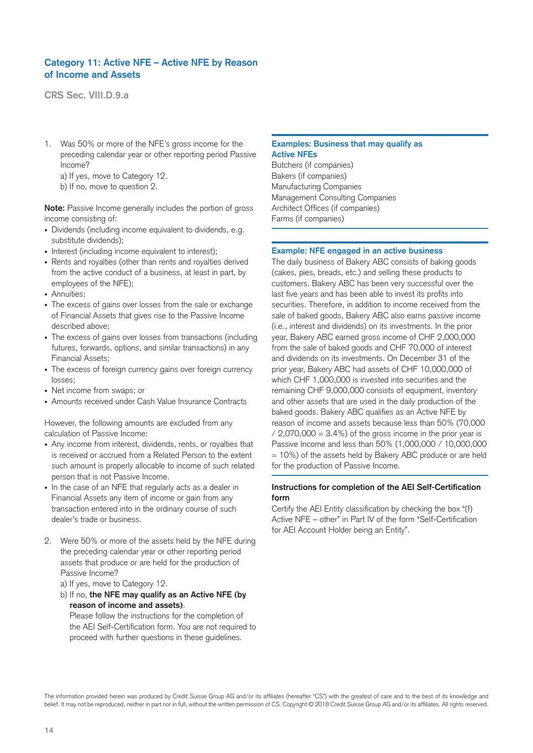## Category 11: Active NFE – Active NFE by Reason of Income and Assets

**CRS Sec. VIII.D.9.a**

1. Was 50% or more of the NFE's gross income for the preceding calendar year or other reporting period Passive Income?
   a) If yes, move to Category 12.
   b) If no, move to question 2.

**Note:** Passive Income generally includes the portion of gross income consisting of:

- Dividends (including income equivalent to dividends, e.g. substitute dividends);
- Interest (including income equivalent to interest);
- Rents and royalties (other than rents and royalties derived from the active conduct of a business, at least in part, by employees of the NFE);
- Annuities;
- The excess of gains over losses from the sale or exchange of Financial Assets that gives rise to the Passive Income described above;
- The excess of gains over losses from transactions (including futures, forwards, options, and similar transactions) in any Financial Assets;
- The excess of foreign currency gains over foreign currency losses;
- Net income from swaps; or
- Amounts received under Cash Value Insurance Contracts

However, the following amounts are excluded from any calculation of Passive Income:

- Any income from interest, dividends, rents, or royalties that is received or accrued from a Related Person to the extent such amount is properly allocable to income of such related person that is not Passive Income.
- In the case of an NFE that regularly acts as a dealer in Financial Assets any item of income or gain from any transaction entered into in the ordinary course of such dealer's trade or business.

2. Were 50% or more of the assets held by the NFE during the preceding calendar year or other reporting period assets that produce or are held for the production of Passive Income?
   a) If yes, move to Category 12.
   b) If no, **the NFE may qualify as an Active NFE (by reason of income and assets)**.
   Please follow the instructions for the completion of the AEI Self-Certification form. You are not required to proceed with further questions in these guidelines.

### Examples: Business that may qualify as Active NFEs

Butchers (if companies)
Bakers (if companies)
Manufacturing Companies
Management Consulting Companies
Architect Offices (if companies)
Farms (if companies)

### Example: NFE engaged in an active business

The daily business of Bakery ABC consists of baking goods (cakes, pies, breads, etc.) and selling these products to customers. Bakery ABC has been very successful over the last five years and has been able to invest its profits into securities. Therefore, in addition to income received from the sale of baked goods, Bakery ABC also earns passive income (i.e., interest and dividends) on its investments. In the prior year, Bakery ABC earned gross income of CHF 2,000,000 from the sale of baked goods and CHF 70,000 of interest and dividends on its investments. On December 31 of the prior year, Bakery ABC had assets of CHF 10,000,000 of which CHF 1,000,000 is invested into securities and the remaining CHF 9,000,000 consists of equipment, inventory and other assets that are used in the daily production of the baked goods. Bakery ABC qualifies as an Active NFE by reason of income and assets because less than 50% (70,000 / 2,070,000 = 3.4%) of the gross income in the prior year is Passive Income and less than 50% (1,000,000 / 10,000,000 = 10%) of the assets held by Bakery ABC produce or are held for the production of Passive Income.

**Instructions for completion of the AEI Self-Certification form**

Certify the AEI Entity classification by checking the box "(f) Active NFE – other" in Part IV of the form "Self-Certification for AEI Account Holder being an Entity".

The information provided herein was produced by Credit Suisse Group AG and/or its affiliates (hereafter "CS") with the greatest of care and to the best of its knowledge and belief. It may not be reproduced, neither in part nor in full, without the written permission of CS. Copyright © 2018 Credit Suisse Group AG and/or its affiliates. All rights reserved.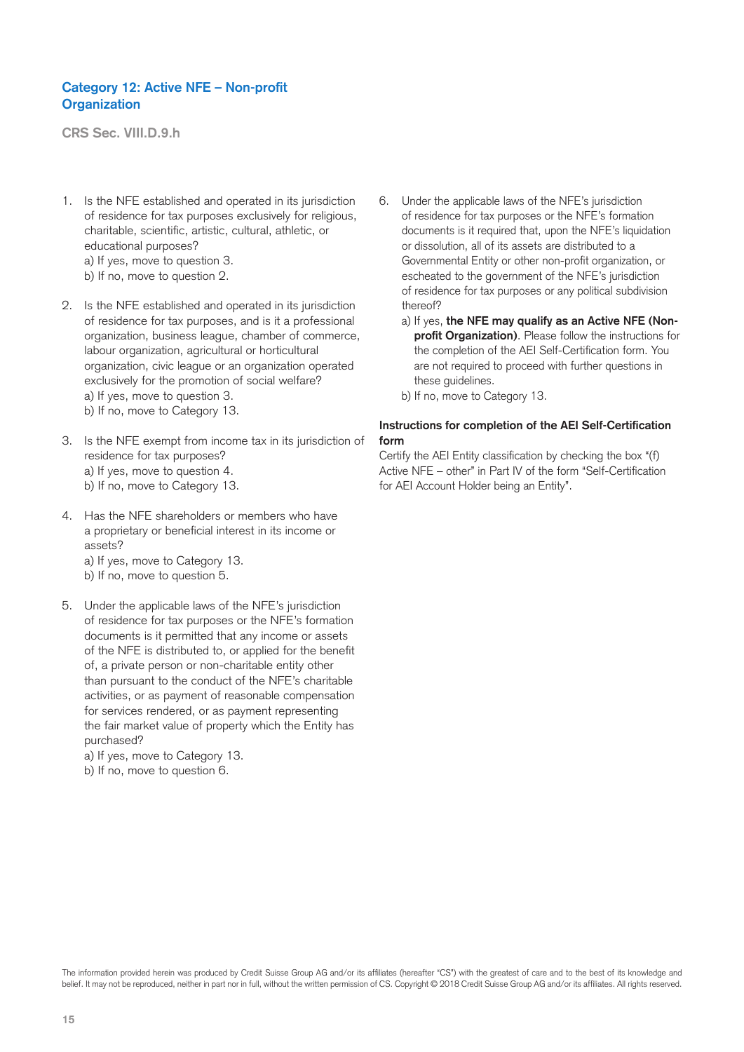## Category 12: Active NFE – Non-profit Organization

CRS Sec. VIII.D.9.h

1. Is the NFE established and operated in its jurisdiction of residence for tax purposes exclusively for religious, charitable, scientific, artistic, cultural, athletic, or educational purposes?
   a) If yes, move to question 3.
   b) If no, move to question 2.

2. Is the NFE established and operated in its jurisdiction of residence for tax purposes, and is it a professional organization, business league, chamber of commerce, labour organization, agricultural or horticultural organization, civic league or an organization operated exclusively for the promotion of social welfare?
   a) If yes, move to question 3.
   b) If no, move to Category 13.

3. Is the NFE exempt from income tax in its jurisdiction of residence for tax purposes?
   a) If yes, move to question 4.
   b) If no, move to Category 13.

4. Has the NFE shareholders or members who have a proprietary or beneficial interest in its income or assets?
   a) If yes, move to Category 13.
   b) If no, move to question 5.

5. Under the applicable laws of the NFE's jurisdiction of residence for tax purposes or the NFE's formation documents is it permitted that any income or assets of the NFE is distributed to, or applied for the benefit of, a private person or non-charitable entity other than pursuant to the conduct of the NFE's charitable activities, or as payment of reasonable compensation for services rendered, or as payment representing the fair market value of property which the Entity has purchased?
   a) If yes, move to Category 13.
   b) If no, move to question 6.

6. Under the applicable laws of the NFE's jurisdiction of residence for tax purposes or the NFE's formation documents is it required that, upon the NFE's liquidation or dissolution, all of its assets are distributed to a Governmental Entity or other non-profit organization, or escheated to the government of the NFE's jurisdiction of residence for tax purposes or any political subdivision thereof?
   a) If yes, **the NFE may qualify as an Active NFE (Non-profit Organization)**. Please follow the instructions for the completion of the AEI Self-Certification form. You are not required to proceed with further questions in these guidelines.
   b) If no, move to Category 13.

**Instructions for completion of the AEI Self-Certification form**

Certify the AEI Entity classification by checking the box "(f) Active NFE – other" in Part IV of the form "Self-Certification for AEI Account Holder being an Entity".

The information provided herein was produced by Credit Suisse Group AG and/or its affiliates (hereafter "CS") with the greatest of care and to the best of its knowledge and belief. It may not be reproduced, neither in part nor in full, without the written permission of CS. Copyright © 2018 Credit Suisse Group AG and/or its affiliates. All rights reserved.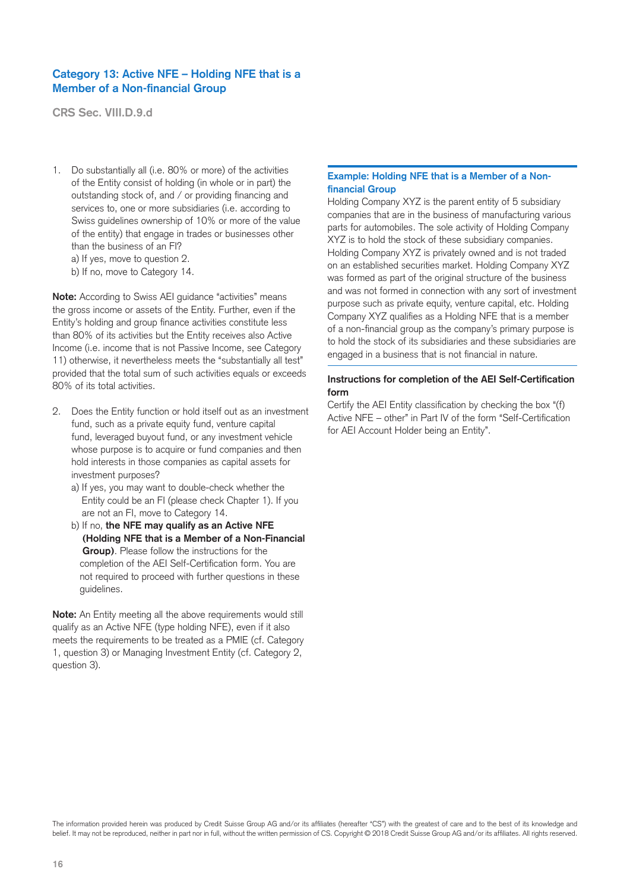## Category 13: Active NFE – Holding NFE that is a Member of a Non-financial Group

CRS Sec. VIII.D.9.d

1. Do substantially all (i.e. 80% or more) of the activities of the Entity consist of holding (in whole or in part) the outstanding stock of, and / or providing financing and services to, one or more subsidiaries (i.e. according to Swiss guidelines ownership of 10% or more of the value of the entity) that engage in trades or businesses other than the business of an FI?
   a) If yes, move to question 2.
   b) If no, move to Category 14.

**Note:** According to Swiss AEI guidance "activities" means the gross income or assets of the Entity. Further, even if the Entity's holding and group finance activities constitute less than 80% of its activities but the Entity receives also Active Income (i.e. income that is not Passive Income, see Category 11) otherwise, it nevertheless meets the "substantially all test" provided that the total sum of such activities equals or exceeds 80% of its total activities.

2. Does the Entity function or hold itself out as an investment fund, such as a private equity fund, venture capital fund, leveraged buyout fund, or any investment vehicle whose purpose is to acquire or fund companies and then hold interests in those companies as capital assets for investment purposes?
   a) If yes, you may want to double-check whether the Entity could be an FI (please check Chapter 1). If you are not an FI, move to Category 14.
   b) If no, **the NFE may qualify as an Active NFE (Holding NFE that is a Member of a Non-Financial Group)**. Please follow the instructions for the completion of the AEI Self-Certification form. You are not required to proceed with further questions in these guidelines.

**Note:** An Entity meeting all the above requirements would still qualify as an Active NFE (type holding NFE), even if it also meets the requirements to be treated as a PMIE (cf. Category 1, question 3) or Managing Investment Entity (cf. Category 2, question 3).

### Example: Holding NFE that is a Member of a Non-financial Group

Holding Company XYZ is the parent entity of 5 subsidiary companies that are in the business of manufacturing various parts for automobiles. The sole activity of Holding Company XYZ is to hold the stock of these subsidiary companies. Holding Company XYZ is privately owned and is not traded on an established securities market. Holding Company XYZ was formed as part of the original structure of the business and was not formed in connection with any sort of investment purpose such as private equity, venture capital, etc. Holding Company XYZ qualifies as a Holding NFE that is a member of a non-financial group as the company's primary purpose is to hold the stock of its subsidiaries and these subsidiaries are engaged in a business that is not financial in nature.

### Instructions for completion of the AEI Self-Certification form

Certify the AEI Entity classification by checking the box "(f) Active NFE – other" in Part IV of the form "Self-Certification for AEI Account Holder being an Entity".

The information provided herein was produced by Credit Suisse Group AG and/or its affiliates (hereafter "CS") with the greatest of care and to the best of its knowledge and belief. It may not be reproduced, neither in part nor in full, without the written permission of CS. Copyright © 2018 Credit Suisse Group AG and/or its affiliates. All rights reserved.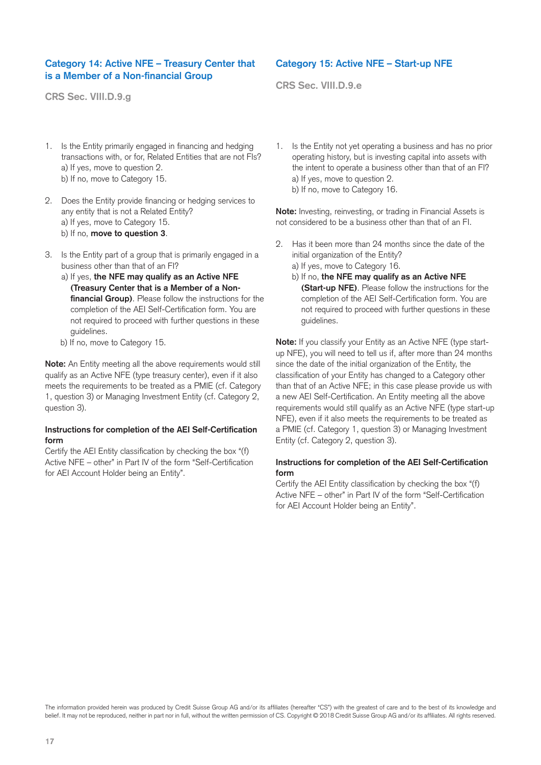## Category 14: Active NFE – Treasury Center that is a Member of a Non-financial Group

**CRS Sec. VIII.D.9.g**

1. Is the Entity primarily engaged in financing and hedging transactions with, or for, Related Entities that are not FIs?
   a) If yes, move to question 2.
   b) If no, move to Category 15.

2. Does the Entity provide financing or hedging services to any entity that is not a Related Entity?
   a) If yes, move to Category 15.
   b) If no, **move to question 3**.

3. Is the Entity part of a group that is primarily engaged in a business other than that of an FI?
   a) If yes, **the NFE may qualify as an Active NFE (Treasury Center that is a Member of a Non-financial Group)**. Please follow the instructions for the completion of the AEI Self-Certification form. You are not required to proceed with further questions in these guidelines.
   b) If no, move to Category 15.

**Note:** An Entity meeting all the above requirements would still qualify as an Active NFE (type treasury center), even if it also meets the requirements to be treated as a PMIE (cf. Category 1, question 3) or Managing Investment Entity (cf. Category 2, question 3).

**Instructions for completion of the AEI Self-Certification form**

Certify the AEI Entity classification by checking the box "(f) Active NFE – other" in Part IV of the form "Self-Certification for AEI Account Holder being an Entity".

## Category 15: Active NFE – Start-up NFE

**CRS Sec. VIII.D.9.e**

1. Is the Entity not yet operating a business and has no prior operating history, but is investing capital into assets with the intent to operate a business other than that of an FI?
   a) If yes, move to question 2.
   b) If no, move to Category 16.

**Note:** Investing, reinvesting, or trading in Financial Assets is not considered to be a business other than that of an FI.

2. Has it been more than 24 months since the date of the initial organization of the Entity?
   a) If yes, move to Category 16.
   b) If no, **the NFE may qualify as an Active NFE (Start-up NFE)**. Please follow the instructions for the completion of the AEI Self-Certification form. You are not required to proceed with further questions in these guidelines.

**Note:** If you classify your Entity as an Active NFE (type start-up NFE), you will need to tell us if, after more than 24 months since the date of the initial organization of the Entity, the classification of your Entity has changed to a Category other than that of an Active NFE; in this case please provide us with a new AEI Self-Certification. An Entity meeting all the above requirements would still qualify as an Active NFE (type start-up NFE), even if it also meets the requirements to be treated as a PMIE (cf. Category 1, question 3) or Managing Investment Entity (cf. Category 2, question 3).

**Instructions for completion of the AEI Self-Certification form**

Certify the AEI Entity classification by checking the box "(f) Active NFE – other" in Part IV of the form "Self-Certification for AEI Account Holder being an Entity".

The information provided herein was produced by Credit Suisse Group AG and/or its affiliates (hereafter "CS") with the greatest of care and to the best of its knowledge and belief. It may not be reproduced, neither in part nor in full, without the written permission of CS. Copyright © 2018 Credit Suisse Group AG and/or its affiliates. All rights reserved.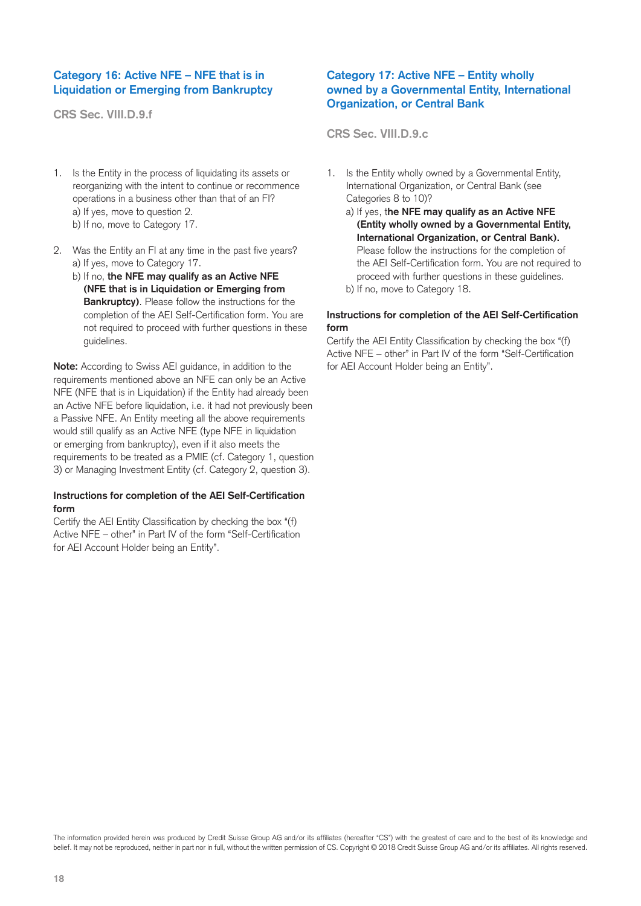## Category 16: Active NFE – NFE that is in Liquidation or Emerging from Bankruptcy

**CRS Sec. VIII.D.9.f**

1. Is the Entity in the process of liquidating its assets or reorganizing with the intent to continue or recommence operations in a business other than that of an FI?
   a) If yes, move to question 2.
   b) If no, move to Category 17.

2. Was the Entity an FI at any time in the past five years?
   a) If yes, move to Category 17.
   b) If no, **the NFE may qualify as an Active NFE (NFE that is in Liquidation or Emerging from Bankruptcy)**. Please follow the instructions for the completion of the AEI Self-Certification form. You are not required to proceed with further questions in these guidelines.

**Note:** According to Swiss AEI guidance, in addition to the requirements mentioned above an NFE can only be an Active NFE (NFE that is in Liquidation) if the Entity had already been an Active NFE before liquidation, i.e. it had not previously been a Passive NFE. An Entity meeting all the above requirements would still qualify as an Active NFE (type NFE in liquidation or emerging from bankruptcy), even if it also meets the requirements to be treated as a PMIE (cf. Category 1, question 3) or Managing Investment Entity (cf. Category 2, question 3).

**Instructions for completion of the AEI Self-Certification form**

Certify the AEI Entity Classification by checking the box "(f) Active NFE – other" in Part IV of the form "Self-Certification for AEI Account Holder being an Entity".

## Category 17: Active NFE – Entity wholly owned by a Governmental Entity, International Organization, or Central Bank

**CRS Sec. VIII.D.9.c**

1. Is the Entity wholly owned by a Governmental Entity, International Organization, or Central Bank (see Categories 8 to 10)?
   a) If yes, t**he NFE may qualify as an Active NFE (Entity wholly owned by a Governmental Entity, International Organization, or Central Bank).** Please follow the instructions for the completion of the AEI Self-Certification form. You are not required to proceed with further questions in these guidelines.
   b) If no, move to Category 18.

**Instructions for completion of the AEI Self-Certification form**

Certify the AEI Entity Classification by checking the box "(f) Active NFE – other" in Part IV of the form "Self-Certification for AEI Account Holder being an Entity".

The information provided herein was produced by Credit Suisse Group AG and/or its affiliates (hereafter "CS") with the greatest of care and to the best of its knowledge and belief. It may not be reproduced, neither in part nor in full, without the written permission of CS. Copyright © 2018 Credit Suisse Group AG and/or its affiliates. All rights reserved.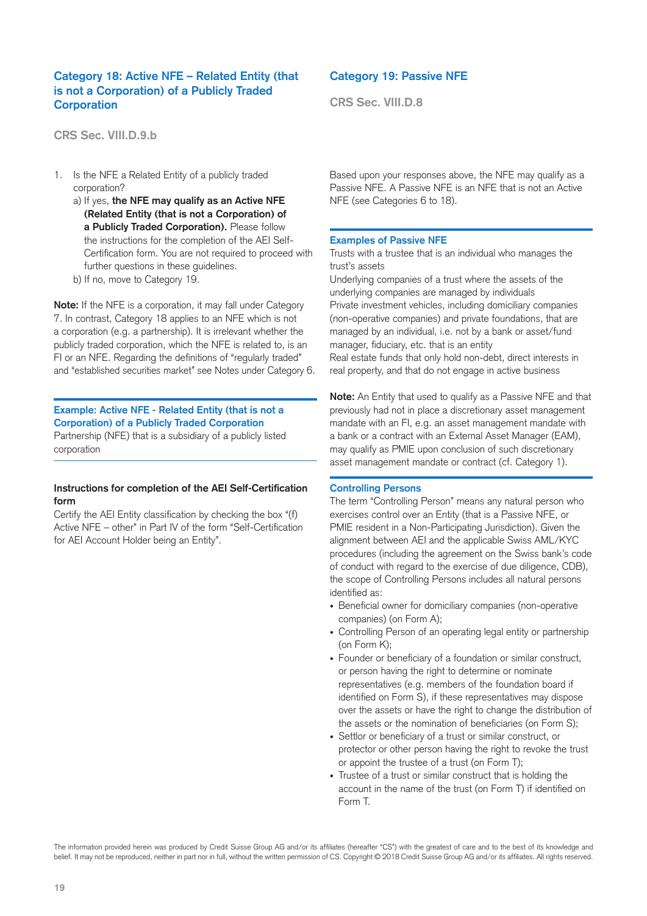## Category 18: Active NFE – Related Entity (that is not a Corporation) of a Publicly Traded Corporation

**CRS Sec. VIII.D.9.b**

1. Is the NFE a Related Entity of a publicly traded corporation?
   a) If yes, **the NFE may qualify as an Active NFE (Related Entity (that is not a Corporation) of a Publicly Traded Corporation).** Please follow the instructions for the completion of the AEI Self-Certification form. You are not required to proceed with further questions in these guidelines.
   b) If no, move to Category 19.

**Note:** If the NFE is a corporation, it may fall under Category 7. In contrast, Category 18 applies to an NFE which is not a corporation (e.g. a partnership). It is irrelevant whether the publicly traded corporation, which the NFE is related to, is an FI or an NFE. Regarding the definitions of "regularly traded" and "established securities market" see Notes under Category 6.

### Example: Active NFE - Related Entity (that is not a Corporation) of a Publicly Traded Corporation

Partnership (NFE) that is a subsidiary of a publicly listed corporation

**Instructions for completion of the AEI Self-Certification form**

Certify the AEI Entity classification by checking the box "(f) Active NFE – other" in Part IV of the form "Self-Certification for AEI Account Holder being an Entity".

## Category 19: Passive NFE

**CRS Sec. VIII.D.8**

Based upon your responses above, the NFE may qualify as a Passive NFE. A Passive NFE is an NFE that is not an Active NFE (see Categories 6 to 18).

### Examples of Passive NFE

Trusts with a trustee that is an individual who manages the trust's assets

Underlying companies of a trust where the assets of the underlying companies are managed by individuals

Private investment vehicles, including domiciliary companies (non-operative companies) and private foundations, that are managed by an individual, i.e. not by a bank or asset/fund manager, fiduciary, etc. that is an entity

Real estate funds that only hold non-debt, direct interests in real property, and that do not engage in active business

**Note:** An Entity that used to qualify as a Passive NFE and that previously had not in place a discretionary asset management mandate with an FI, e.g. an asset management mandate with a bank or a contract with an External Asset Manager (EAM), may qualify as PMIE upon conclusion of such discretionary asset management mandate or contract (cf. Category 1).

### Controlling Persons

The term "Controlling Persons" means any natural person who exercises control over an Entity (that is a Passive NFE, or PMIE resident in a Non-Participating Jurisdiction). Given the alignment between AEI and the applicable Swiss AML/KYC procedures (including the agreement on the Swiss bank's code of conduct with regard to the exercise of due diligence, CDB), the scope of Controlling Persons includes all natural persons identified as:

- Beneficial owner for domiciliary companies (non-operative companies) (on Form A);
- Controlling Person of an operating legal entity or partnership (on Form K);
- Founder or beneficiary of a foundation or similar construct, or person having the right to determine or nominate representatives (e.g. members of the foundation board if identified on Form S), if these representatives may dispose over the assets or have the right to change the distribution of the assets or the nomination of beneficiaries (on Form S);
- Settlor or beneficiary of a trust or similar construct, or protector or other person having the right to revoke the trust or appoint the trustee of a trust (on Form T);
- Trustee of a trust or similar construct that is holding the account in the name of the trust (on Form T) if identified on Form T.

The information provided herein was produced by Credit Suisse Group AG and/or its affiliates (hereafter "CS") with the greatest of care and to the best of its knowledge and belief. It may not be reproduced, neither in part nor in full, without the written permission of CS. Copyright © 2018 Credit Suisse Group AG and/or its affiliates. All rights reserved.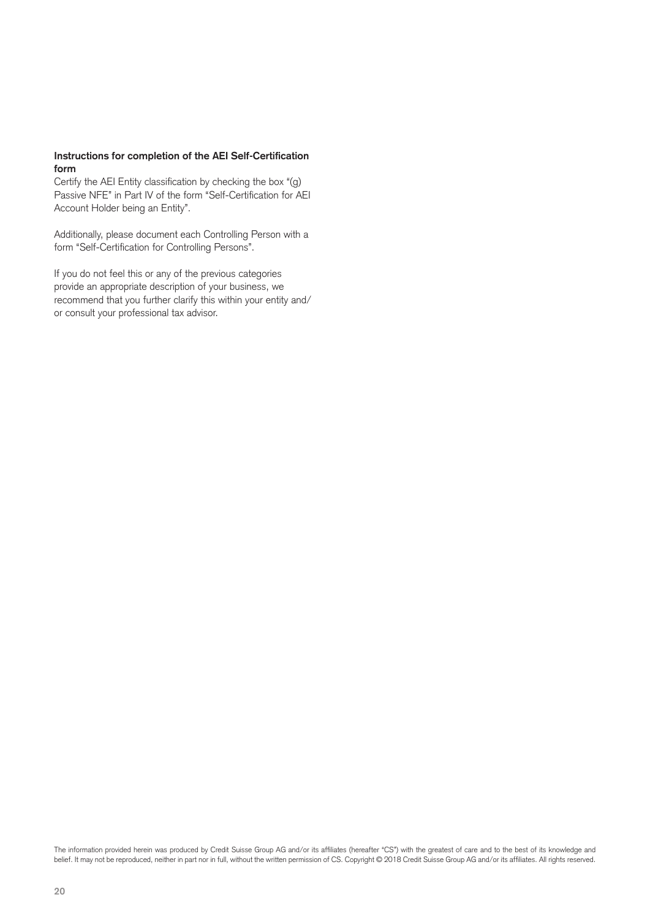**Instructions for completion of the AEI Self-Certification form**

Certify the AEI Entity classification by checking the box "(g) Passive NFE" in Part IV of the form "Self-Certification for AEI Account Holder being an Entity".

Additionally, please document each Controlling Person with a form "Self-Certification for Controlling Persons".

If you do not feel this or any of the previous categories provide an appropriate description of your business, we recommend that you further clarify this within your entity and/or consult your professional tax advisor.

The information provided herein was produced by Credit Suisse Group AG and/or its affiliates (hereafter "CS") with the greatest of care and to the best of its knowledge and belief. It may not be reproduced, neither in part nor in full, without the written permission of CS. Copyright © 2018 Credit Suisse Group AG and/or its affiliates. All rights reserved.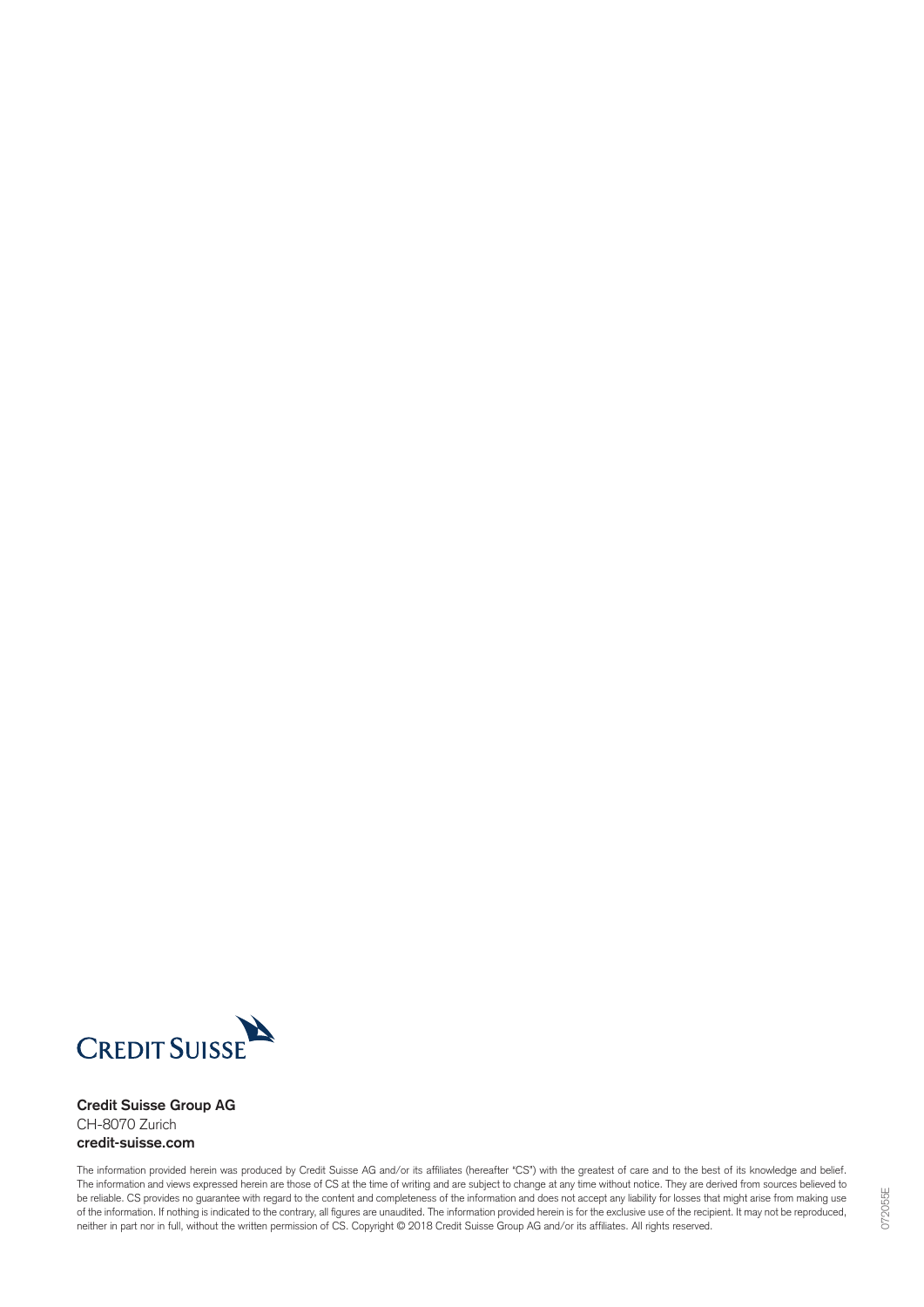CREDIT SUISSE

**Credit Suisse Group AG**
CH-8070 Zurich
**credit-suisse.com**

The information provided herein was produced by Credit Suisse AG and/or its affiliates (hereafter "CS") with the greatest of care and to the best of its knowledge and belief. The information and views expressed herein are those of CS at the time of writing and are subject to change at any time without notice. They are derived from sources believed to be reliable. CS provides no guarantee with regard to the content and completeness of the information and does not accept any liability for losses that might arise from making use of the information. If nothing is indicated to the contrary, all figures are unaudited. The information provided herein is for the exclusive use of the recipient. It may not be reproduced, neither in part nor in full, without the written permission of CS. Copyright © 2018 Credit Suisse Group AG and/or its affiliates. All rights reserved.

072055E